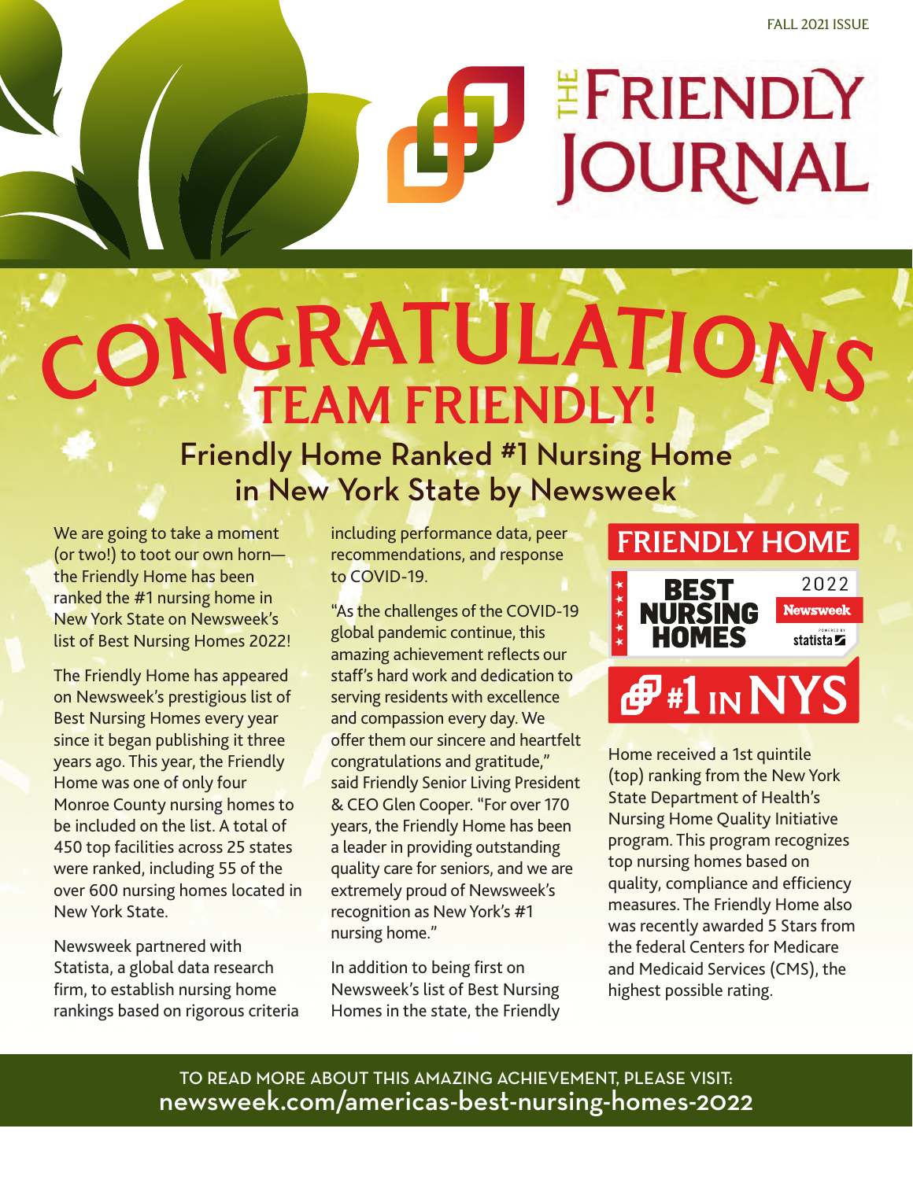FALL 2021 ISSUE

# THE FRIENDLY JOURNAL

# CONGRATULATIONS TEAM FRIENDLY!

## Friendly Home Ranked #1 Nursing Home in New York State by Newsweek

We are going to take a moment (or two!) to toot our own horn—the Friendly Home has been ranked the #1 nursing home in New York State on Newsweek's list of Best Nursing Homes 2022!

The Friendly Home has appeared on Newsweek's prestigious list of Best Nursing Homes every year since it began publishing it three years ago. This year, the Friendly Home was one of only four Monroe County nursing homes to be included on the list. A total of 450 top facilities across 25 states were ranked, including 55 of the over 600 nursing homes located in New York State.

Newsweek partnered with Statista, a global data research firm, to establish nursing home rankings based on rigorous criteria including performance data, peer recommendations, and response to COVID-19.

"As the challenges of the COVID-19 global pandemic continue, this amazing achievement reflects our staff's hard work and dedication to serving residents with excellence and compassion every day. We offer them our sincere and heartfelt congratulations and gratitude," said Friendly Senior Living President & CEO Glen Cooper. "For over 170 years, the Friendly Home has been a leader in providing outstanding quality care for seniors, and we are extremely proud of Newsweek's recognition as New York's #1 nursing home."

In addition to being first on Newsweek's list of Best Nursing Homes in the state, the Friendly Home received a 1st quintile (top) ranking from the New York State Department of Health's Nursing Home Quality Initiative program. This program recognizes top nursing homes based on quality, compliance and efficiency measures. The Friendly Home also was recently awarded 5 Stars from the federal Centers for Medicare and Medicaid Services (CMS), the highest possible rating.

**FRIENDLY HOME**

BEST NURSING HOMES 2022 Newsweek statista

**#1 IN NYS**

TO READ MORE ABOUT THIS AMAZING ACHIEVEMENT, PLEASE VISIT:
newsweek.com/americas-best-nursing-homes-2022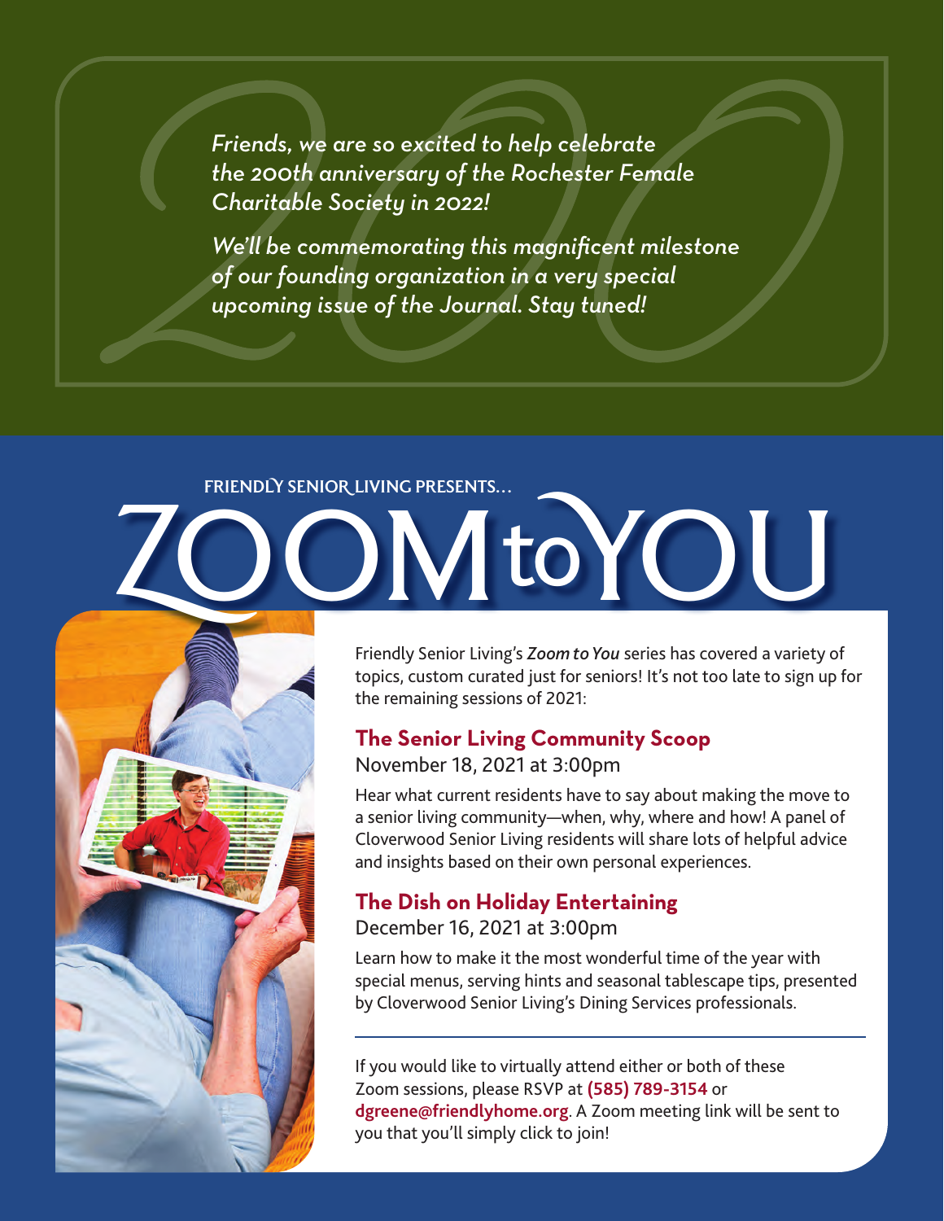*Friends, we are so excited to help celebrate the 200th anniversary of the Rochester Female Charitable Society in 2022!*

*We'll be commemorating this magnificent milestone of our founding organization in a very special upcoming issue of the Journal. Stay tuned!*

FRIENDLY SENIOR LIVING PRESENTS...

# ZOOM to YOU

Friendly Senior Living's ***Zoom to You*** series has covered a variety of topics, custom curated just for seniors! It's not too late to sign up for the remaining sessions of 2021:

## The Senior Living Community Scoop

November 18, 2021 at 3:00pm

Hear what current residents have to say about making the move to a senior living community—when, why, where and how! A panel of Cloverwood Senior Living residents will share lots of helpful advice and insights based on their own personal experiences.

## The Dish on Holiday Entertaining

December 16, 2021 at 3:00pm

Learn how to make it the most wonderful time of the year with special menus, serving hints and seasonal tablescape tips, presented by Cloverwood Senior Living's Dining Services professionals.

---

If you would like to virtually attend either or both of these Zoom sessions, please RSVP at **(585) 789-3154** or **dgreene@friendlyhome.org**. A Zoom meeting link will be sent to you that you'll simply click to join!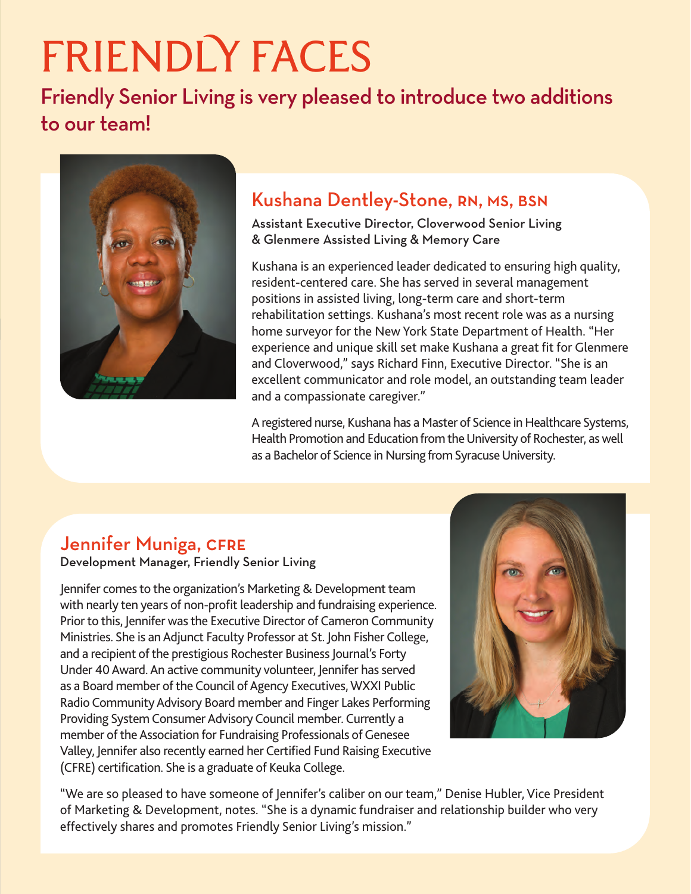# FRIENDLY FACES

## Friendly Senior Living is very pleased to introduce two additions to our team!

### Kushana Dentley-Stone, RN, MS, BSN

**Assistant Executive Director, Cloverwood Senior Living & Glenmere Assisted Living & Memory Care**

Kushana is an experienced leader dedicated to ensuring high quality, resident-centered care. She has served in several management positions in assisted living, long-term care and short-term rehabilitation settings. Kushana's most recent role was as a nursing home surveyor for the New York State Department of Health. "Her experience and unique skill set make Kushana a great fit for Glenmere and Cloverwood," says Richard Finn, Executive Director. "She is an excellent communicator and role model, an outstanding team leader and a compassionate caregiver."

A registered nurse, Kushana has a Master of Science in Healthcare Systems, Health Promotion and Education from the University of Rochester, as well as a Bachelor of Science in Nursing from Syracuse University.

### Jennifer Muniga, CFRE

**Development Manager, Friendly Senior Living**

Jennifer comes to the organization's Marketing & Development team with nearly ten years of non-profit leadership and fundraising experience. Prior to this, Jennifer was the Executive Director of Cameron Community Ministries. She is an Adjunct Faculty Professor at St. John Fisher College, and a recipient of the prestigious Rochester Business Journal's Forty Under 40 Award. An active community volunteer, Jennifer has served as a Board member of the Council of Agency Executives, WXXI Public Radio Community Advisory Board member and Finger Lakes Performing Providing System Consumer Advisory Council member. Currently a member of the Association for Fundraising Professionals of Genesee Valley, Jennifer also recently earned her Certified Fund Raising Executive (CFRE) certification. She is a graduate of Keuka College.

"We are so pleased to have someone of Jennifer's caliber on our team," Denise Hubler, Vice President of Marketing & Development, notes. "She is a dynamic fundraiser and relationship builder who very effectively shares and promotes Friendly Senior Living's mission."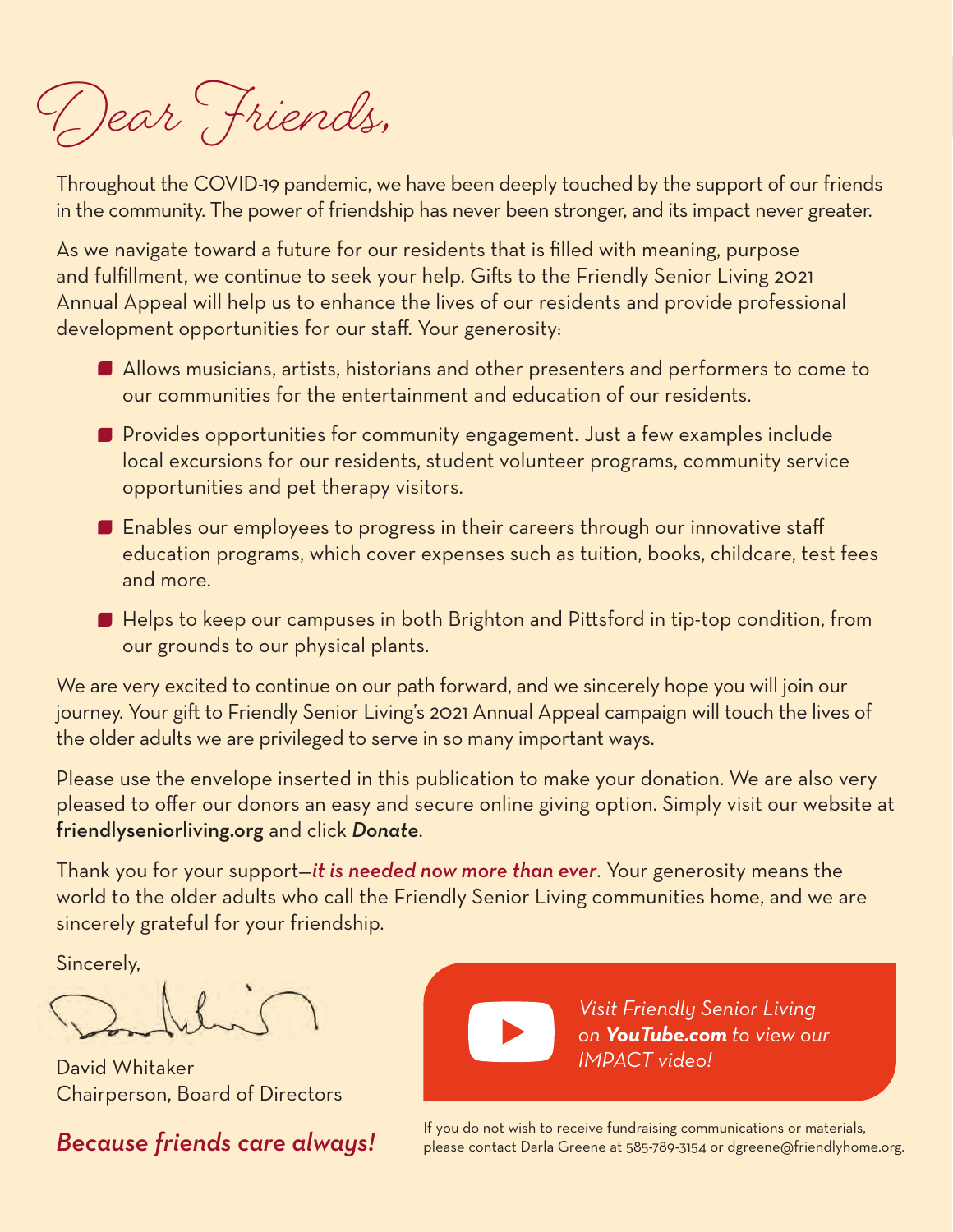# Dear Friends,

Throughout the COVID-19 pandemic, we have been deeply touched by the support of our friends in the community. The power of friendship has never been stronger, and its impact never greater.

As we navigate toward a future for our residents that is filled with meaning, purpose and fulfillment, we continue to seek your help. Gifts to the Friendly Senior Living 2021 Annual Appeal will help us to enhance the lives of our residents and provide professional development opportunities for our staff. Your generosity:

- Allows musicians, artists, historians and other presenters and performers to come to our communities for the entertainment and education of our residents.
- Provides opportunities for community engagement. Just a few examples include local excursions for our residents, student volunteer programs, community service opportunities and pet therapy visitors.
- Enables our employees to progress in their careers through our innovative staff education programs, which cover expenses such as tuition, books, childcare, test fees and more.
- Helps to keep our campuses in both Brighton and Pittsford in tip-top condition, from our grounds to our physical plants.

We are very excited to continue on our path forward, and we sincerely hope you will join our journey. Your gift to Friendly Senior Living's 2021 Annual Appeal campaign will touch the lives of the older adults we are privileged to serve in so many important ways.

Please use the envelope inserted in this publication to make your donation. We are also very pleased to offer our donors an easy and secure online giving option. Simply visit our website at **friendlyseniorliving.org** and click ***Donate***.

Thank you for your support—***it is needed now more than ever***. Your generosity means the world to the older adults who call the Friendly Senior Living communities home, and we are sincerely grateful for your friendship.

Sincerely,

David Whitaker
Chairperson, Board of Directors

***Because friends care always!***

*Visit Friendly Senior Living on **YouTube.com** to view our IMPACT video!*

If you do not wish to receive fundraising communications or materials, please contact Darla Greene at 585-789-3154 or dgreene@friendlyhome.org.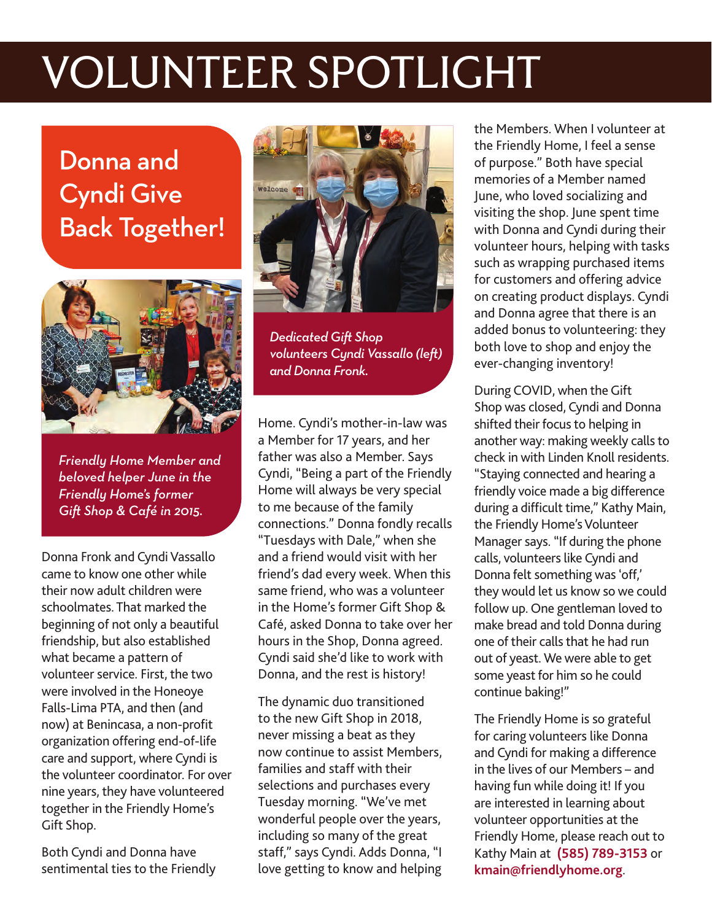# VOLUNTEER SPOTLIGHT

## Donna and Cyndi Give Back Together!

*Friendly Home Member and beloved helper June in the Friendly Home's former Gift Shop & Café in 2015.*

*Dedicated Gift Shop volunteers Cyndi Vassallo (left) and Donna Fronk.*

Donna Fronk and Cyndi Vassallo came to know one other while their now adult children were schoolmates. That marked the beginning of not only a beautiful friendship, but also established what became a pattern of volunteer service. First, the two were involved in the Honeoye Falls-Lima PTA, and then (and now) at Benincasa, a non-profit organization offering end-of-life care and support, where Cyndi is the volunteer coordinator. For over nine years, they have volunteered together in the Friendly Home's Gift Shop.

Both Cyndi and Donna have sentimental ties to the Friendly Home. Cyndi's mother-in-law was a Member for 17 years, and her father was also a Member. Says Cyndi, "Being a part of the Friendly Home will always be very special to me because of the family connections." Donna fondly recalls "Tuesdays with Dale," when she and a friend would visit with her friend's dad every week. When this same friend, who was a volunteer in the Home's former Gift Shop & Café, asked Donna to take over her hours in the Shop, Donna agreed. Cyndi said she'd like to work with Donna, and the rest is history!

The dynamic duo transitioned to the new Gift Shop in 2018, never missing a beat as they now continue to assist Members, families and staff with their selections and purchases every Tuesday morning. "We've met wonderful people over the years, including so many of the great staff," says Cyndi. Adds Donna, "I love getting to know and helping the Members. When I volunteer at the Friendly Home, I feel a sense of purpose." Both have special memories of a Member named June, who loved socializing and visiting the shop. June spent time with Donna and Cyndi during their volunteer hours, helping with tasks such as wrapping purchased items for customers and offering advice on creating product displays. Cyndi and Donna agree that there is an added bonus to volunteering: they both love to shop and enjoy the ever-changing inventory!

During COVID, when the Gift Shop was closed, Cyndi and Donna shifted their focus to helping in another way: making weekly calls to check in with Linden Knoll residents. "Staying connected and hearing a friendly voice made a big difference during a difficult time," Kathy Main, the Friendly Home's Volunteer Manager says. "If during the phone calls, volunteers like Cyndi and Donna felt something was 'off,' they would let us know so we could follow up. One gentleman loved to make bread and told Donna during one of their calls that he had run out of yeast. We were able to get some yeast for him so he could continue baking!"

The Friendly Home is so grateful for caring volunteers like Donna and Cyndi for making a difference in the lives of our Members – and having fun while doing it! If you are interested in learning about volunteer opportunities at the Friendly Home, please reach out to Kathy Main at **(585) 789-3153** or **kmain@friendlyhome.org**.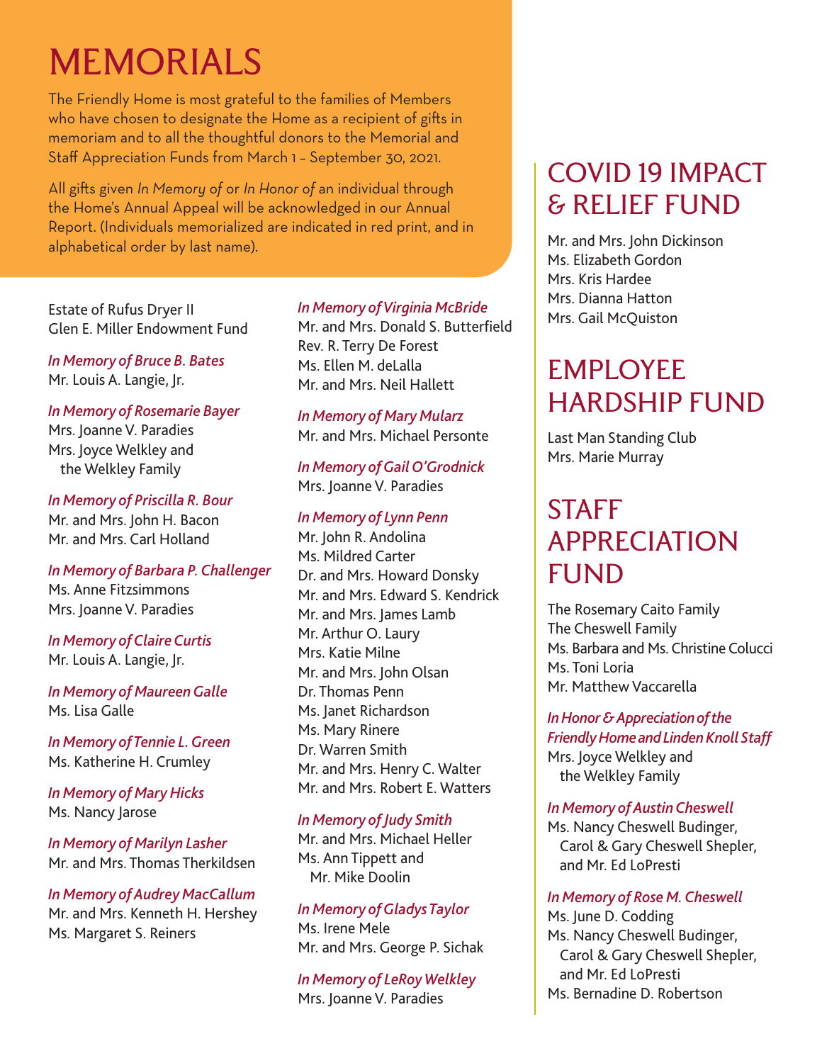# MEMORIALS

The Friendly Home is most grateful to the families of Members who have chosen to designate the Home as a recipient of gifts in memoriam and to all the thoughtful donors to the Memorial and Staff Appreciation Funds from March 1 – September 30, 2021.

All gifts given *In Memory of* or *In Honor of* an individual through the Home's Annual Appeal will be acknowledged in our Annual Report. (Individuals memorialized are indicated in red print, and in alphabetical order by last name).

Estate of Rufus Dryer II
Glen E. Miller Endowment Fund

*In Memory of Bruce B. Bates*
Mr. Louis A. Langie, Jr.

*In Memory of Rosemarie Bayer*
Mrs. Joanne V. Paradies
Mrs. Joyce Welkley and the Welkley Family

*In Memory of Priscilla R. Bour*
Mr. and Mrs. John H. Bacon
Mr. and Mrs. Carl Holland

*In Memory of Barbara P. Challenger*
Ms. Anne Fitzsimmons
Mrs. Joanne V. Paradies

*In Memory of Claire Curtis*
Mr. Louis A. Langie, Jr.

*In Memory of Maureen Galle*
Ms. Lisa Galle

*In Memory of Tennie L. Green*
Ms. Katherine H. Crumley

*In Memory of Mary Hicks*
Ms. Nancy Jarose

*In Memory of Marilyn Lasher*
Mr. and Mrs. Thomas Therkildsen

*In Memory of Audrey MacCallum*
Mr. and Mrs. Kenneth H. Hershey
Ms. Margaret S. Reiners

*In Memory of Virginia McBride*
Mr. and Mrs. Donald S. Butterfield
Rev. R. Terry De Forest
Ms. Ellen M. deLalla
Mr. and Mrs. Neil Hallett

*In Memory of Mary Mularz*
Mr. and Mrs. Michael Personte

*In Memory of Gail O'Grodnick*
Mrs. Joanne V. Paradies

*In Memory of Lynn Penn*
Mr. John R. Andolina
Ms. Mildred Carter
Dr. and Mrs. Howard Donsky
Mr. and Mrs. Edward S. Kendrick
Mr. and Mrs. James Lamb
Mr. Arthur O. Laury
Mrs. Katie Milne
Mr. and Mrs. John Olsan
Dr. Thomas Penn
Ms. Janet Richardson
Ms. Mary Rinere
Dr. Warren Smith
Mr. and Mrs. Henry C. Walter
Mr. and Mrs. Robert E. Watters

*In Memory of Judy Smith*
Mr. and Mrs. Michael Heller
Ms. Ann Tippett and Mr. Mike Doolin

*In Memory of Gladys Taylor*
Ms. Irene Mele
Mr. and Mrs. George P. Sichak

*In Memory of LeRoy Welkley*
Mrs. Joanne V. Paradies

# COVID 19 IMPACT & RELIEF FUND

Mr. and Mrs. John Dickinson
Ms. Elizabeth Gordon
Mrs. Kris Hardee
Mrs. Dianna Hatton
Mrs. Gail McQuiston

# EMPLOYEE HARDSHIP FUND

Last Man Standing Club
Mrs. Marie Murray

# STAFF APPRECIATION FUND

The Rosemary Caito Family
The Cheswell Family
Ms. Barbara and Ms. Christine Colucci
Ms. Toni Loria
Mr. Matthew Vaccarella

*In Honor & Appreciation of the Friendly Home and Linden Knoll Staff*
Mrs. Joyce Welkley and the Welkley Family

*In Memory of Austin Cheswell*
Ms. Nancy Cheswell Budinger, Carol & Gary Cheswell Shepler, and Mr. Ed LoPresti

*In Memory of Rose M. Cheswell*
Ms. June D. Codding
Ms. Nancy Cheswell Budinger, Carol & Gary Cheswell Shepler, and Mr. Ed LoPresti
Ms. Bernadine D. Robertson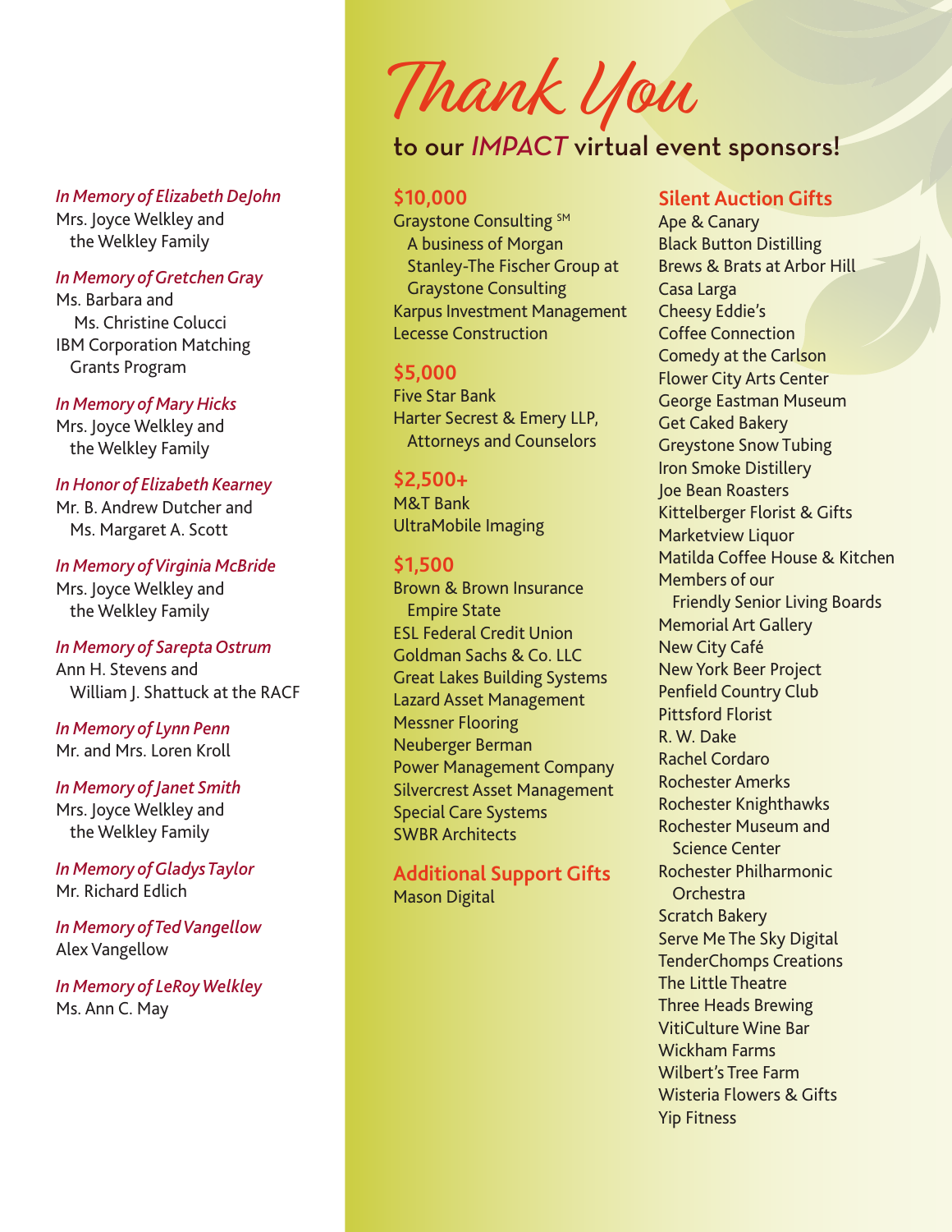*In Memory of Elizabeth DeJohn*
Mrs. Joyce Welkley and the Welkley Family

*In Memory of Gretchen Gray*
Ms. Barbara and Ms. Christine Colucci
IBM Corporation Matching Grants Program

*In Memory of Mary Hicks*
Mrs. Joyce Welkley and the Welkley Family

*In Honor of Elizabeth Kearney*
Mr. B. Andrew Dutcher and Ms. Margaret A. Scott

*In Memory of Virginia McBride*
Mrs. Joyce Welkley and the Welkley Family

*In Memory of Sarepta Ostrum*
Ann H. Stevens and William J. Shattuck at the RACF

*In Memory of Lynn Penn*
Mr. and Mrs. Loren Kroll

*In Memory of Janet Smith*
Mrs. Joyce Welkley and the Welkley Family

*In Memory of Gladys Taylor*
Mr. Richard Edlich

*In Memory of Ted Vangellow*
Alex Vangellow

*In Memory of LeRoy Welkley*
Ms. Ann C. May

# Thank You

## to our *IMPACT* virtual event sponsors!

### $10,000
Graystone Consulting SM A business of Morgan Stanley-The Fischer Group at Graystone Consulting
Karpus Investment Management
Lecesse Construction

### $5,000
Five Star Bank
Harter Secrest & Emery LLP, Attorneys and Counselors

### $2,500+
M&T Bank
UltraMobile Imaging

### $1,500
Brown & Brown Insurance Empire State
ESL Federal Credit Union
Goldman Sachs & Co. LLC
Great Lakes Building Systems
Lazard Asset Management
Messner Flooring
Neuberger Berman
Power Management Company
Silvercrest Asset Management
Special Care Systems
SWBR Architects

### Additional Support Gifts
Mason Digital

### Silent Auction Gifts
Ape & Canary
Black Button Distilling
Brews & Brats at Arbor Hill
Casa Larga
Cheesy Eddie's
Coffee Connection
Comedy at the Carlson
Flower City Arts Center
George Eastman Museum
Get Caked Bakery
Greystone Snow Tubing
Iron Smoke Distillery
Joe Bean Roasters
Kittelberger Florist & Gifts
Marketview Liquor
Matilda Coffee House & Kitchen
Members of our Friendly Senior Living Boards
Memorial Art Gallery
New City Café
New York Beer Project
Penfield Country Club
Pittsford Florist
R. W. Dake
Rachel Cordaro
Rochester Amerks
Rochester Knighthawks
Rochester Museum and Science Center
Rochester Philharmonic Orchestra
Scratch Bakery
Serve Me The Sky Digital
TenderChomps Creations
The Little Theatre
Three Heads Brewing
VitiCulture Wine Bar
Wickham Farms
Wilbert's Tree Farm
Wisteria Flowers & Gifts
Yip Fitness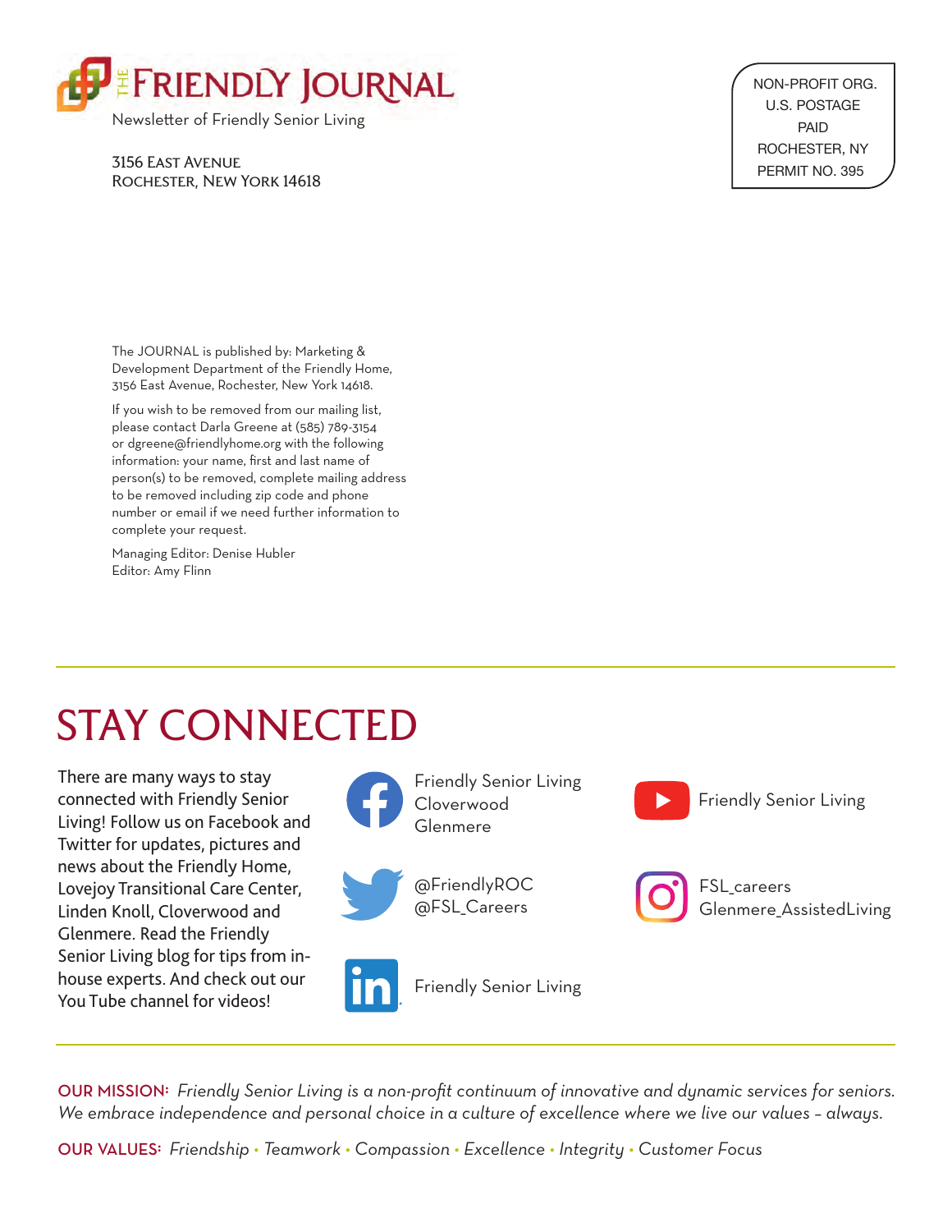# THE FRIENDLY JOURNAL

Newsletter of Friendly Senior Living

3156 East Avenue
Rochester, New York 14618

NON-PROFIT ORG.
U.S. POSTAGE
PAID
ROCHESTER, NY
PERMIT NO. 395

The JOURNAL is published by: Marketing & Development Department of the Friendly Home, 3156 East Avenue, Rochester, New York 14618.

If you wish to be removed from our mailing list, please contact Darla Greene at (585) 789-3154 or dgreene@friendlyhome.org with the following information: your name, first and last name of person(s) to be removed, complete mailing address to be removed including zip code and phone number or email if we need further information to complete your request.

Managing Editor: Denise Hubler
Editor: Amy Flinn

## STAY CONNECTED

There are many ways to stay connected with Friendly Senior Living! Follow us on Facebook and Twitter for updates, pictures and news about the Friendly Home, Lovejoy Transitional Care Center, Linden Knoll, Cloverwood and Glenmere. Read the Friendly Senior Living blog for tips from in-house experts. And check out our You Tube channel for videos!

Facebook:
Friendly Senior Living
Cloverwood
Glenmere

YouTube:
Friendly Senior Living

Twitter:
@FriendlyROC
@FSL_Careers

Instagram:
FSL_careers
Glenmere_AssistedLiving

LinkedIn:
Friendly Senior Living

**OUR MISSION:** *Friendly Senior Living is a non-profit continuum of innovative and dynamic services for seniors. We embrace independence and personal choice in a culture of excellence where we live our values – always.*

**OUR VALUES:** *Friendship • Teamwork • Compassion • Excellence • Integrity • Customer Focus*